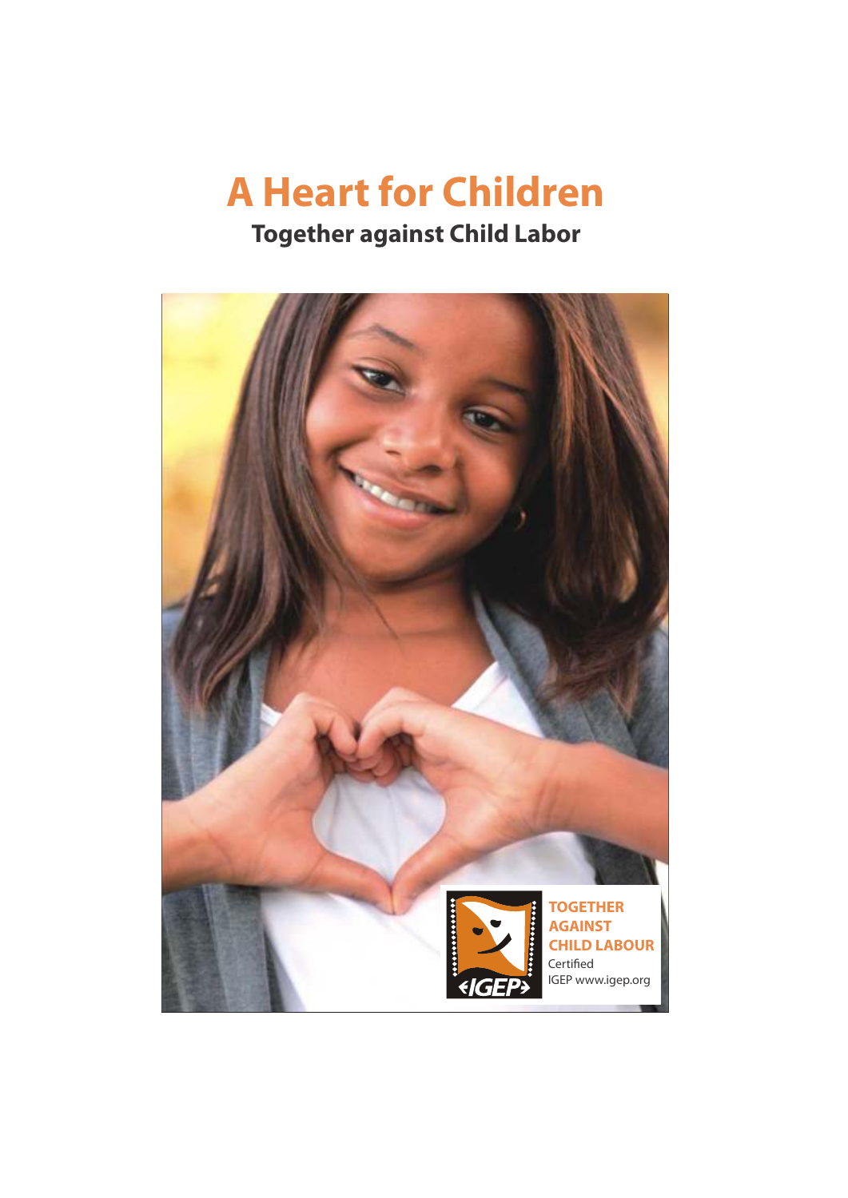# A Heart for Children

## Together against Child Labor

**TOGETHER AGAINST CHILD LABOUR**
Certified
IGEP www.igep.org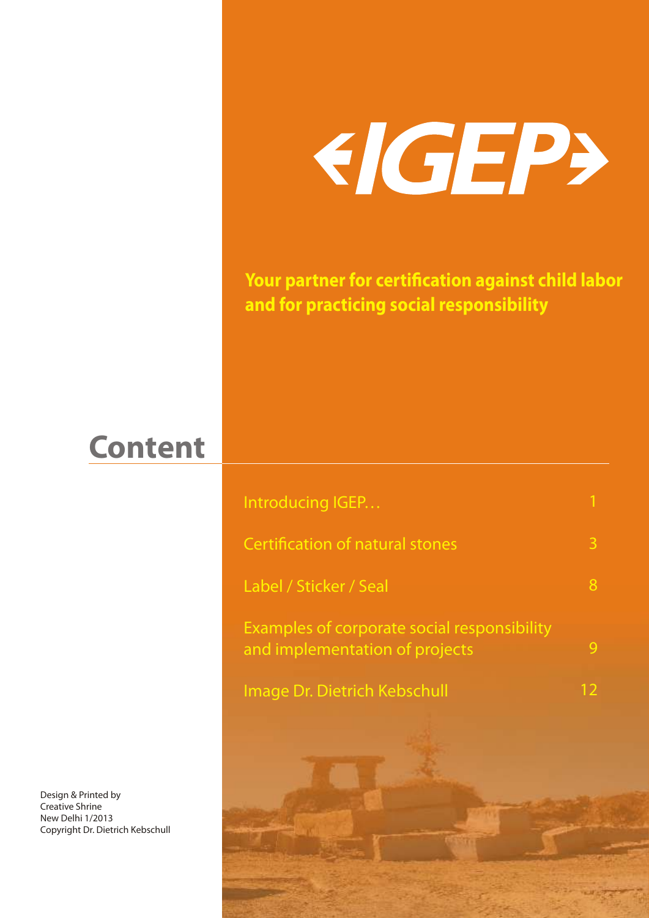# IGEP

**Your partner for certification against child labor and for practicing social responsibility**

## Content

| | |
|---|---|
| Introducing IGEP… | 1 |
| Certification of natural stones | 3 |
| Label / Sticker / Seal | 8 |
| Examples of corporate social responsibility and implementation of projects | 9 |
| Image Dr. Dietrich Kebschull | 12 |

Design & Printed by
Creative Shrine
New Delhi 1/2013
Copyright Dr. Dietrich Kebschull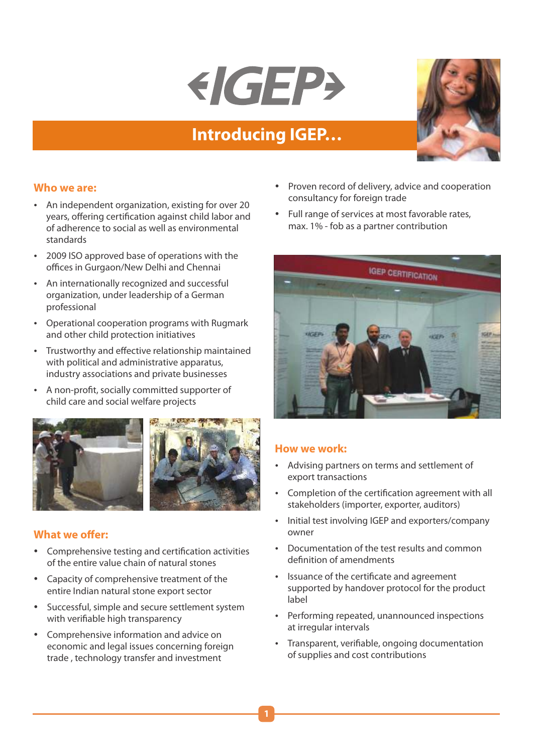# IGEP

## Introducing IGEP…

### Who we are:

- An independent organization, existing for over 20 years, offering certification against child labor and of adherence to social as well as environmental standards
- 2009 ISO approved base of operations with the offices in Gurgaon/New Delhi and Chennai
- An internationally recognized and successful organization, under leadership of a German professional
- Operational cooperation programs with Rugmark and other child protection initiatives
- Trustworthy and effective relationship maintained with political and administrative apparatus, industry associations and private businesses
- A non-profit, socially committed supporter of child care and social welfare projects
- Proven record of delivery, advice and cooperation consultancy for foreign trade
- Full range of services at most favorable rates, max. 1% - fob as a partner contribution

### What we offer:

- Comprehensive testing and certification activities of the entire value chain of natural stones
- Capacity of comprehensive treatment of the entire Indian natural stone export sector
- Successful, simple and secure settlement system with verifiable high transparency
- Comprehensive information and advice on economic and legal issues concerning foreign trade , technology transfer and investment

### How we work:

- Advising partners on terms and settlement of export transactions
- Completion of the certification agreement with all stakeholders (importer, exporter, auditors)
- Initial test involving IGEP and exporters/company owner
- Documentation of the test results and common definition of amendments
- Issuance of the certificate and agreement supported by handover protocol for the product label
- Performing repeated, unannounced inspections at irregular intervals
- Transparent, verifiable, ongoing documentation of supplies and cost contributions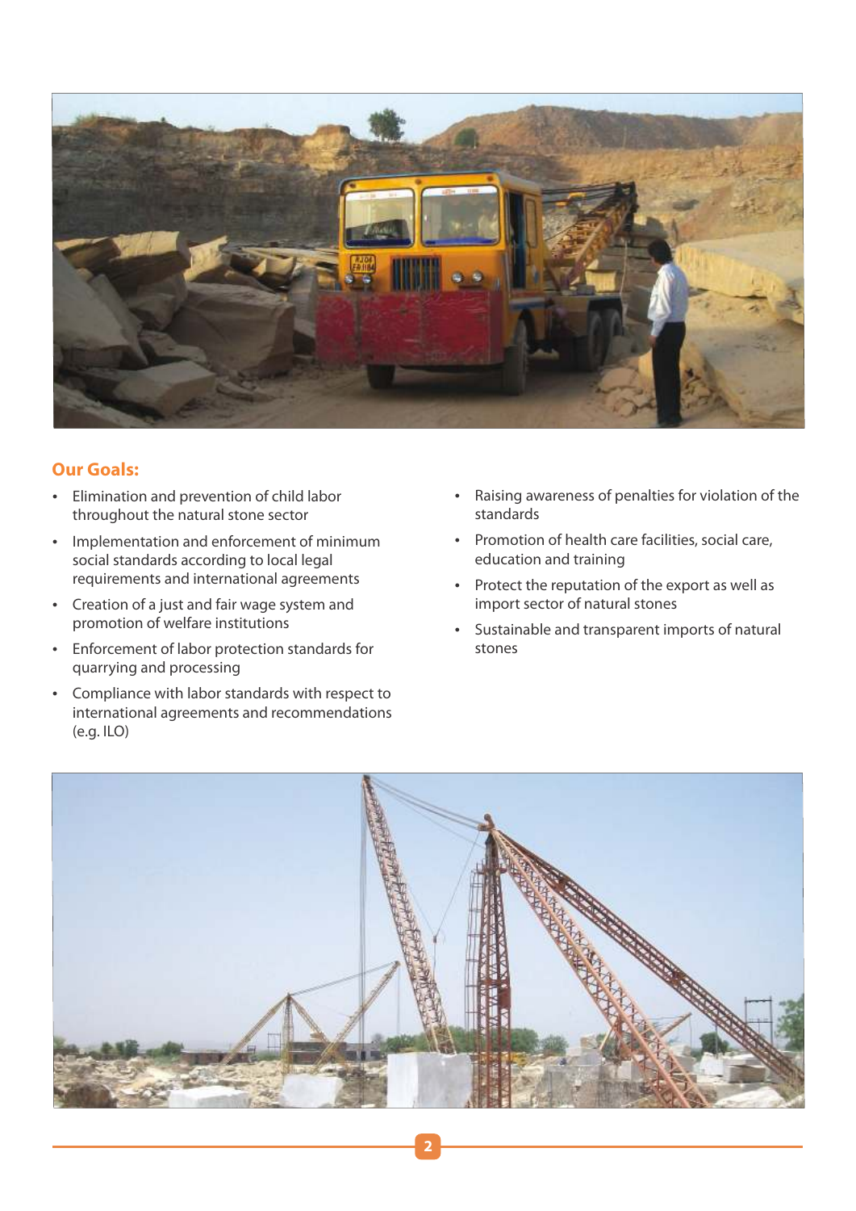## Our Goals:

- Elimination and prevention of child labor throughout the natural stone sector
- Implementation and enforcement of minimum social standards according to local legal requirements and international agreements
- Creation of a just and fair wage system and promotion of welfare institutions
- Enforcement of labor protection standards for quarrying and processing
- Compliance with labor standards with respect to international agreements and recommendations (e.g. ILO)
- Raising awareness of penalties for violation of the standards
- Promotion of health care facilities, social care, education and training
- Protect the reputation of the export as well as import sector of natural stones
- Sustainable and transparent imports of natural stones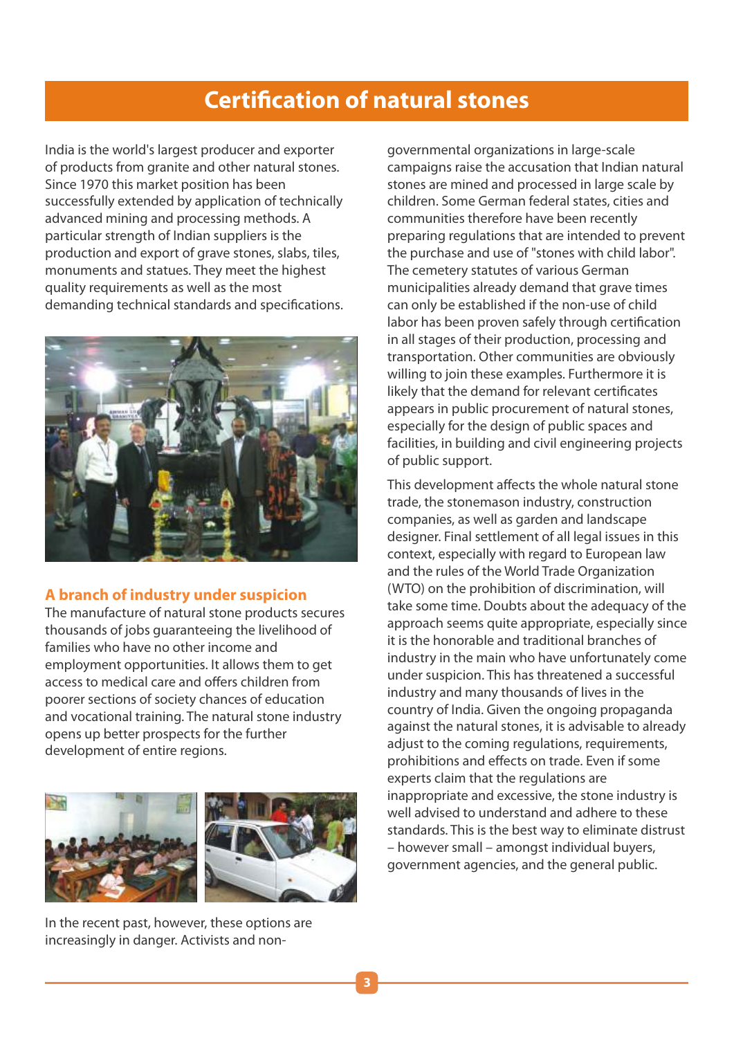# Certification of natural stones

India is the world's largest producer and exporter of products from granite and other natural stones. Since 1970 this market position has been successfully extended by application of technically advanced mining and processing methods. A particular strength of Indian suppliers is the production and export of grave stones, slabs, tiles, monuments and statues. They meet the highest quality requirements as well as the most demanding technical standards and specifications.

## A branch of industry under suspicion

The manufacture of natural stone products secures thousands of jobs guaranteeing the livelihood of families who have no other income and employment opportunities. It allows them to get access to medical care and offers children from poorer sections of society chances of education and vocational training. The natural stone industry opens up better prospects for the further development of entire regions.

In the recent past, however, these options are increasingly in danger. Activists and non-governmental organizations in large-scale campaigns raise the accusation that Indian natural stones are mined and processed in large scale by children. Some German federal states, cities and communities therefore have been recently preparing regulations that are intended to prevent the purchase and use of "stones with child labor". The cemetery statutes of various German municipalities already demand that grave times can only be established if the non-use of child labor has been proven safely through certification in all stages of their production, processing and transportation. Other communities are obviously willing to join these examples. Furthermore it is likely that the demand for relevant certificates appears in public procurement of natural stones, especially for the design of public spaces and facilities, in building and civil engineering projects of public support.

This development affects the whole natural stone trade, the stonemason industry, construction companies, as well as garden and landscape designer. Final settlement of all legal issues in this context, especially with regard to European law and the rules of the World Trade Organization (WTO) on the prohibition of discrimination, will take some time. Doubts about the adequacy of the approach seems quite appropriate, especially since it is the honorable and traditional branches of industry in the main who have unfortunately come under suspicion. This has threatened a successful industry and many thousands of lives in the country of India. Given the ongoing propaganda against the natural stones, it is advisable to already adjust to the coming regulations, requirements, prohibitions and effects on trade. Even if some experts claim that the regulations are inappropriate and excessive, the stone industry is well advised to understand and adhere to these standards. This is the best way to eliminate distrust – however small – amongst individual buyers, government agencies, and the general public.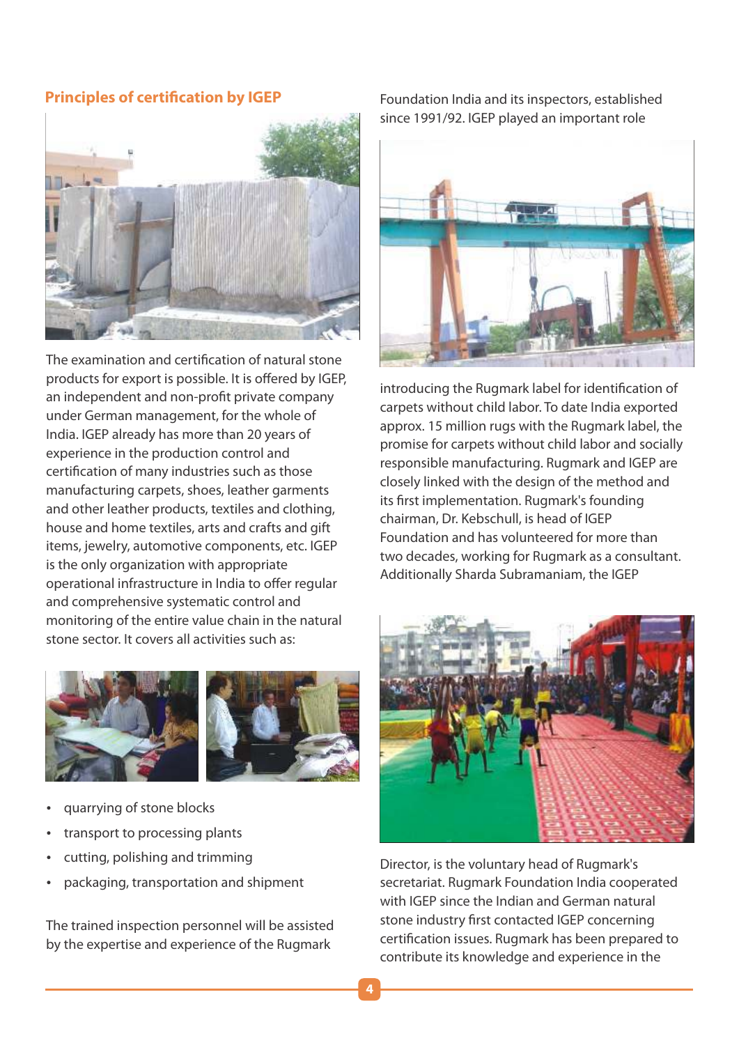## Principles of certification by IGEP

The examination and certification of natural stone products for export is possible. It is offered by IGEP, an independent and non-profit private company under German management, for the whole of India. IGEP already has more than 20 years of experience in the production control and certification of many industries such as those manufacturing carpets, shoes, leather garments and other leather products, textiles and clothing, house and home textiles, arts and crafts and gift items, jewelry, automotive components, etc. IGEP is the only organization with appropriate operational infrastructure in India to offer regular and comprehensive systematic control and monitoring of the entire value chain in the natural stone sector. It covers all activities such as:

- quarrying of stone blocks
- transport to processing plants
- cutting, polishing and trimming
- packaging, transportation and shipment

The trained inspection personnel will be assisted by the expertise and experience of the Rugmark Foundation India and its inspectors, established since 1991/92. IGEP played an important role introducing the Rugmark label for identification of carpets without child labor. To date India exported approx. 15 million rugs with the Rugmark label, the promise for carpets without child labor and socially responsible manufacturing. Rugmark and IGEP are closely linked with the design of the method and its first implementation. Rugmark's founding chairman, Dr. Kebschull, is head of IGEP Foundation and has volunteered for more than two decades, working for Rugmark as a consultant. Additionally Sharda Subramaniam, the IGEP Director, is the voluntary head of Rugmark's secretariat. Rugmark Foundation India cooperated with IGEP since the Indian and German natural stone industry first contacted IGEP concerning certification issues. Rugmark has been prepared to contribute its knowledge and experience in the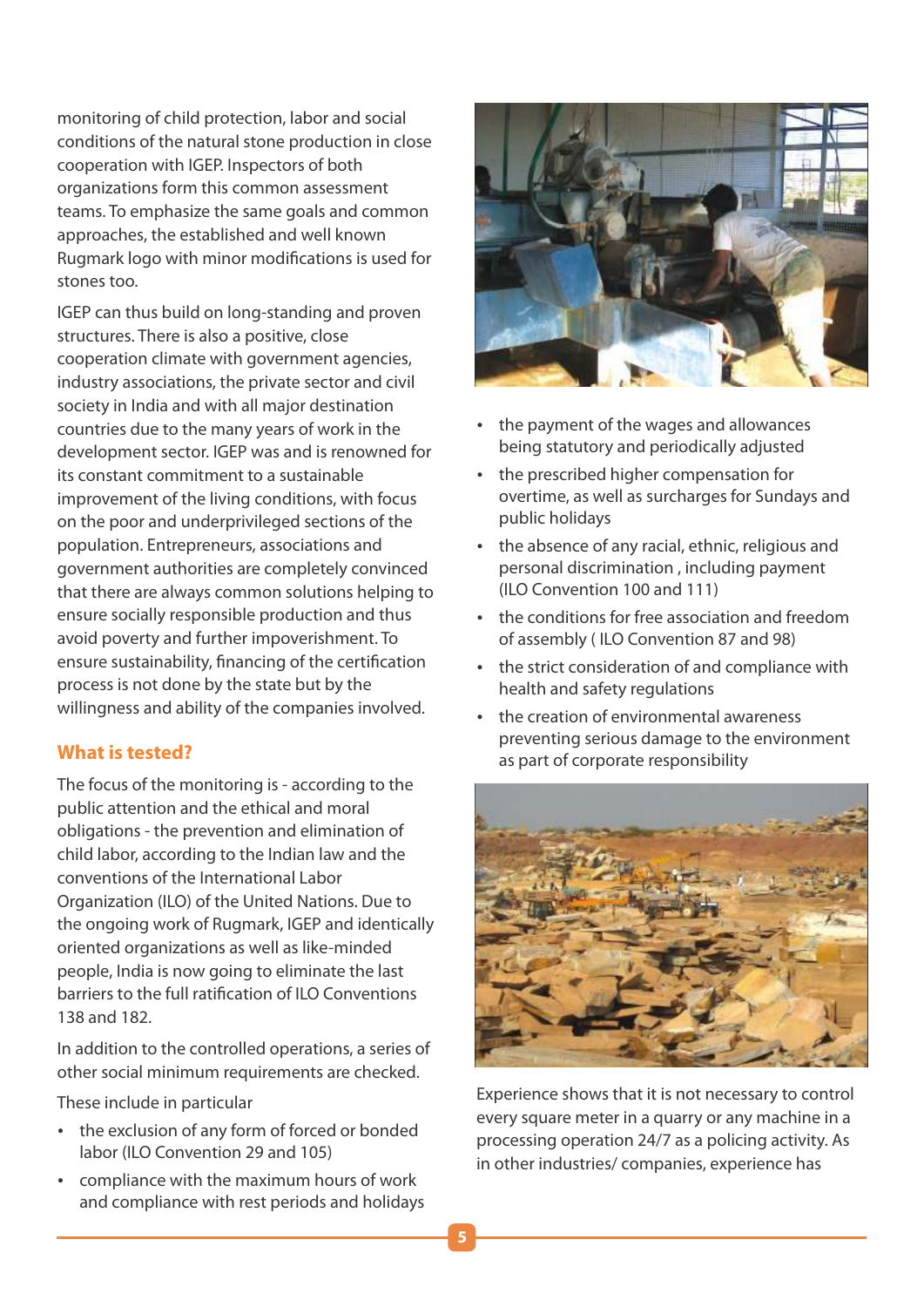monitoring of child protection, labor and social conditions of the natural stone production in close cooperation with IGEP. Inspectors of both organizations form this common assessment teams. To emphasize the same goals and common approaches, the established and well known Rugmark logo with minor modifications is used for stones too.

IGEP can thus build on long-standing and proven structures. There is also a positive, close cooperation climate with government agencies, industry associations, the private sector and civil society in India and with all major destination countries due to the many years of work in the development sector. IGEP was and is renowned for its constant commitment to a sustainable improvement of the living conditions, with focus on the poor and underprivileged sections of the population. Entrepreneurs, associations and government authorities are completely convinced that there are always common solutions helping to ensure socially responsible production and thus avoid poverty and further impoverishment. To ensure sustainability, financing of the certification process is not done by the state but by the willingness and ability of the companies involved.

### What is tested?

The focus of the monitoring is - according to the public attention and the ethical and moral obligations - the prevention and elimination of child labor, according to the Indian law and the conventions of the International Labor Organization (ILO) of the United Nations. Due to the ongoing work of Rugmark, IGEP and identically oriented organizations as well as like-minded people, India is now going to eliminate the last barriers to the full ratification of ILO Conventions 138 and 182.

In addition to the controlled operations, a series of other social minimum requirements are checked.

These include in particular

- the exclusion of any form of forced or bonded labor (ILO Convention 29 and 105)
- compliance with the maximum hours of work and compliance with rest periods and holidays
- the payment of the wages and allowances being statutory and periodically adjusted
- the prescribed higher compensation for overtime, as well as surcharges for Sundays and public holidays
- the absence of any racial, ethnic, religious and personal discrimination , including payment (ILO Convention 100 and 111)
- the conditions for free association and freedom of assembly ( ILO Convention 87 and 98)
- the strict consideration of and compliance with health and safety regulations
- the creation of environmental awareness preventing serious damage to the environment as part of corporate responsibility

Experience shows that it is not necessary to control every square meter in a quarry or any machine in a processing operation 24/7 as a policing activity. As in other industries/ companies, experience has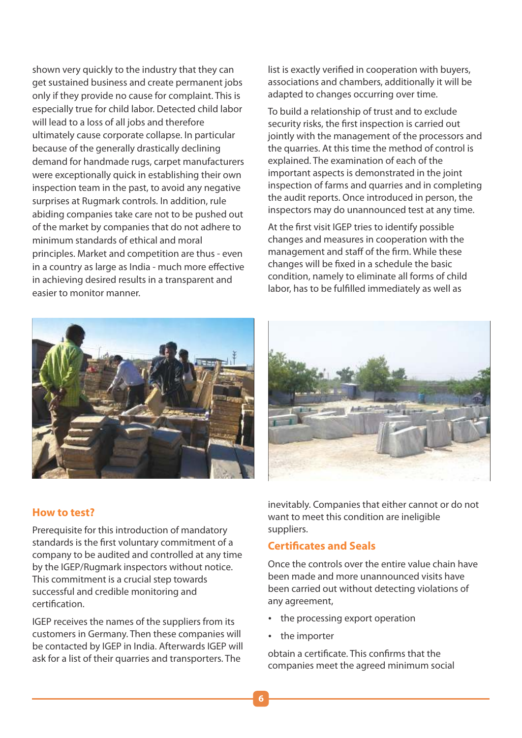shown very quickly to the industry that they can get sustained business and create permanent jobs only if they provide no cause for complaint. This is especially true for child labor. Detected child labor will lead to a loss of all jobs and therefore ultimately cause corporate collapse. In particular because of the generally drastically declining demand for handmade rugs, carpet manufacturers were exceptionally quick in establishing their own inspection team in the past, to avoid any negative surprises at Rugmark controls. In addition, rule abiding companies take care not to be pushed out of the market by companies that do not adhere to minimum standards of ethical and moral principles. Market and competition are thus - even in a country as large as India - much more effective in achieving desired results in a transparent and easier to monitor manner.

## How to test?

Prerequisite for this introduction of mandatory standards is the first voluntary commitment of a company to be audited and controlled at any time by the IGEP/Rugmark inspectors without notice. This commitment is a crucial step towards successful and credible monitoring and certification.

IGEP receives the names of the suppliers from its customers in Germany. Then these companies will be contacted by IGEP in India. Afterwards IGEP will ask for a list of their quarries and transporters. The list is exactly verified in cooperation with buyers, associations and chambers, additionally it will be adapted to changes occurring over time.

To build a relationship of trust and to exclude security risks, the first inspection is carried out jointly with the management of the processors and the quarries. At this time the method of control is explained. The examination of each of the important aspects is demonstrated in the joint inspection of farms and quarries and in completing the audit reports. Once introduced in person, the inspectors may do unannounced test at any time.

At the first visit IGEP tries to identify possible changes and measures in cooperation with the management and staff of the firm. While these changes will be fixed in a schedule the basic condition, namely to eliminate all forms of child labor, has to be fulfilled immediately as well as inevitably. Companies that either cannot or do not want to meet this condition are ineligible suppliers.

## Certificates and Seals

Once the controls over the entire value chain have been made and more unannounced visits have been carried out without detecting violations of any agreement,

- the processing export operation
- the importer

obtain a certificate. This confirms that the companies meet the agreed minimum social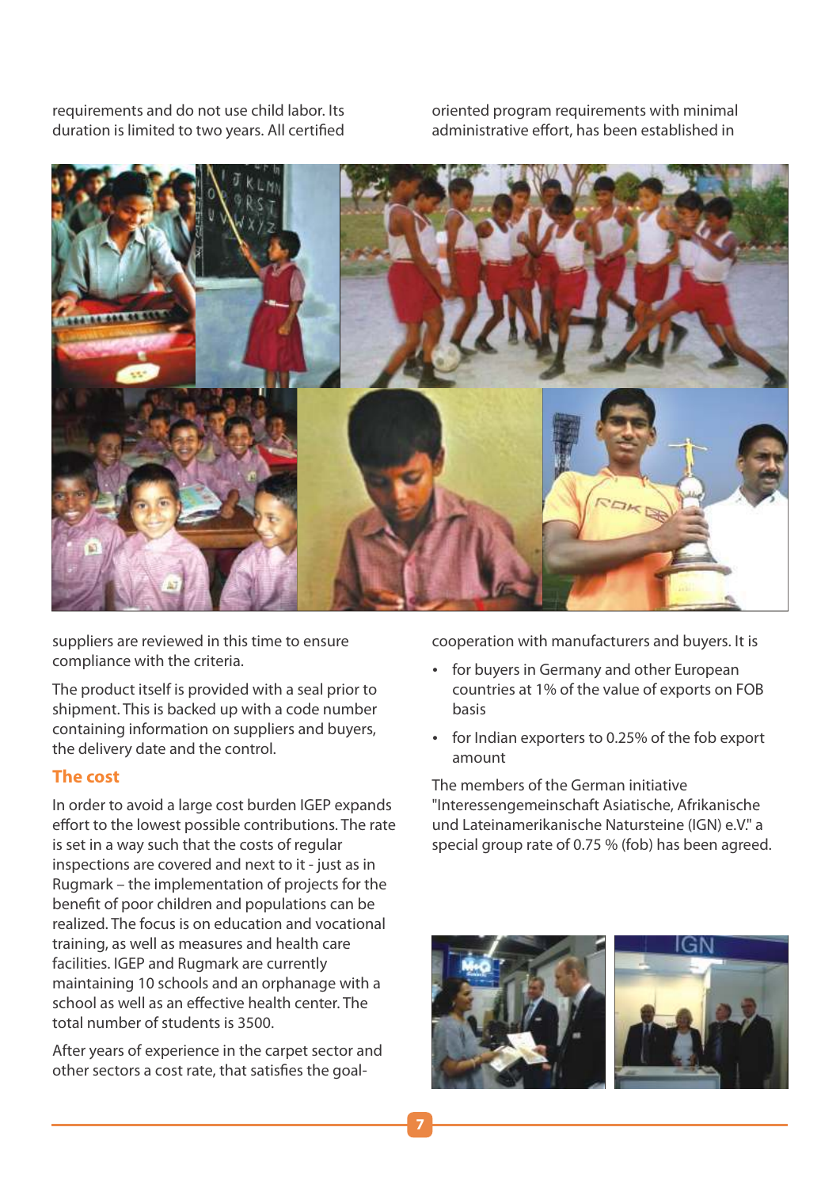requirements and do not use child labor. Its duration is limited to two years. All certified suppliers are reviewed in this time to ensure compliance with the criteria.

The product itself is provided with a seal prior to shipment. This is backed up with a code number containing information on suppliers and buyers, the delivery date and the control.

## The cost

In order to avoid a large cost burden IGEP expands effort to the lowest possible contributions. The rate is set in a way such that the costs of regular inspections are covered and next to it - just as in Rugmark – the implementation of projects for the benefit of poor children and populations can be realized. The focus is on education and vocational training, as well as measures and health care facilities. IGEP and Rugmark are currently maintaining 10 schools and an orphanage with a school as well as an effective health center. The total number of students is 3500.

After years of experience in the carpet sector and other sectors a cost rate, that satisfies the goal-oriented program requirements with minimal administrative effort, has been established in cooperation with manufacturers and buyers. It is

- for buyers in Germany and other European countries at 1% of the value of exports on FOB basis
- for Indian exporters to 0.25% of the fob export amount

The members of the German initiative "Interessengemeinschaft Asiatische, Afrikanische und Lateinamerikanische Natursteine (IGN) e.V." a special group rate of 0.75 % (fob) has been agreed.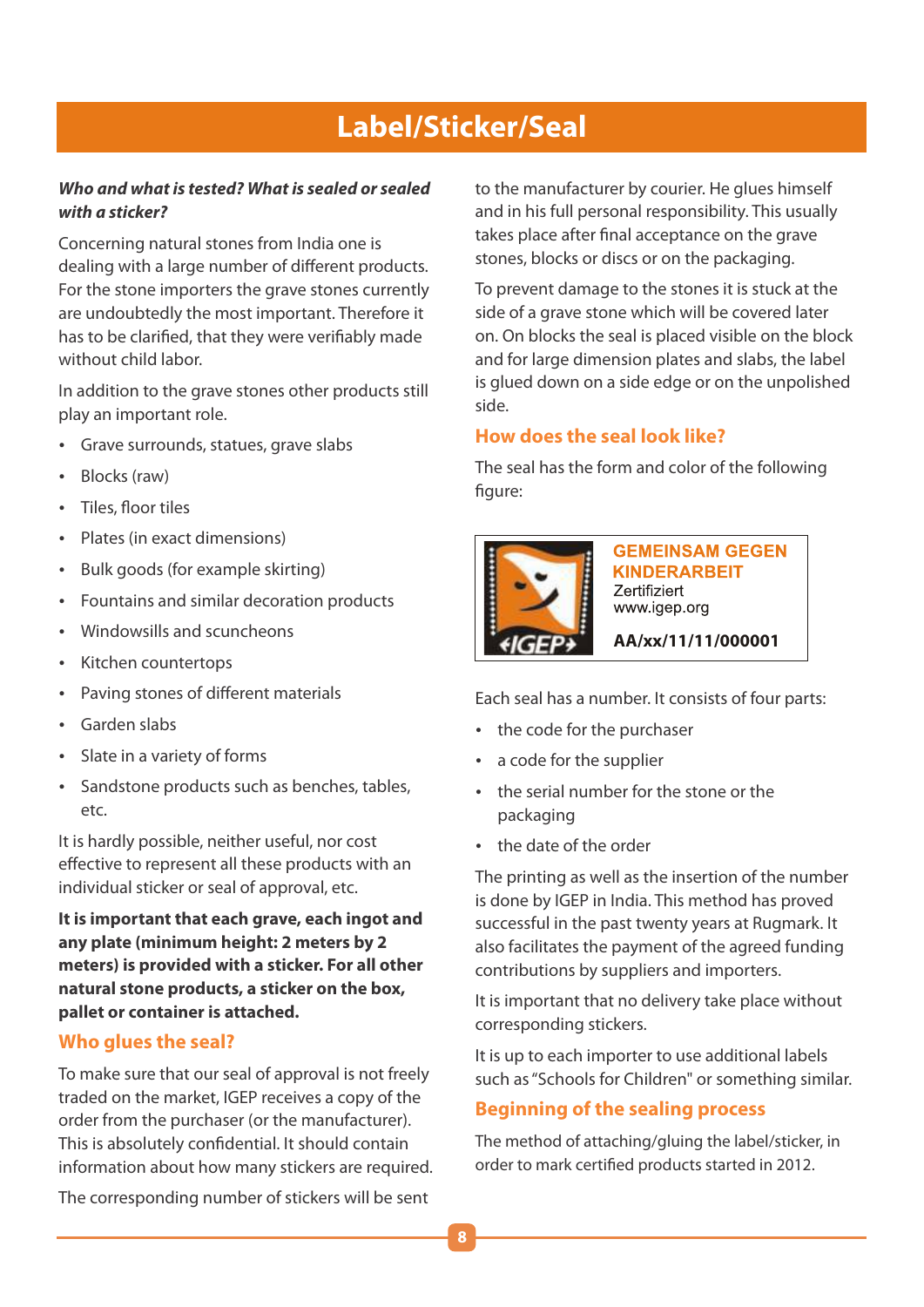# Label/Sticker/Seal

***Who and what is tested? What is sealed or sealed with a sticker?***

Concerning natural stones from India one is dealing with a large number of different products. For the stone importers the grave stones currently are undoubtedly the most important. Therefore it has to be clarified, that they were verifiably made without child labor.

In addition to the grave stones other products still play an important role.

- Grave surrounds, statues, grave slabs
- Blocks (raw)
- Tiles, floor tiles
- Plates (in exact dimensions)
- Bulk goods (for example skirting)
- Fountains and similar decoration products
- Windowsills and scuncheons
- Kitchen countertops
- Paving stones of different materials
- Garden slabs
- Slate in a variety of forms
- Sandstone products such as benches, tables, etc.

It is hardly possible, neither useful, nor cost effective to represent all these products with an individual sticker or seal of approval, etc.

**It is important that each grave, each ingot and any plate (minimum height: 2 meters by 2 meters) is provided with a sticker. For all other natural stone products, a sticker on the box, pallet or container is attached.**

## Who glues the seal?

To make sure that our seal of approval is not freely traded on the market, IGEP receives a copy of the order from the purchaser (or the manufacturer). This is absolutely confidential. It should contain information about how many stickers are required.

The corresponding number of stickers will be sent to the manufacturer by courier. He glues himself and in his full personal responsibility. This usually takes place after final acceptance on the grave stones, blocks or discs or on the packaging.

To prevent damage to the stones it is stuck at the side of a grave stone which will be covered later on. On blocks the seal is placed visible on the block and for large dimension plates and slabs, the label is glued down on a side edge or on the unpolished side.

## How does the seal look like?

The seal has the form and color of the following figure:

GEMEINSAM GEGEN KINDERARBEIT
Zertifiziert
www.igep.org
AA/xx/11/11/000001

Each seal has a number. It consists of four parts:

- the code for the purchaser
- a code for the supplier
- the serial number for the stone or the packaging
- the date of the order

The printing as well as the insertion of the number is done by IGEP in India. This method has proved successful in the past twenty years at Rugmark. It also facilitates the payment of the agreed funding contributions by suppliers and importers.

It is important that no delivery take place without corresponding stickers.

It is up to each importer to use additional labels such as "Schools for Children" or something similar.

## Beginning of the sealing process

The method of attaching/gluing the label/sticker, in order to mark certified products started in 2012.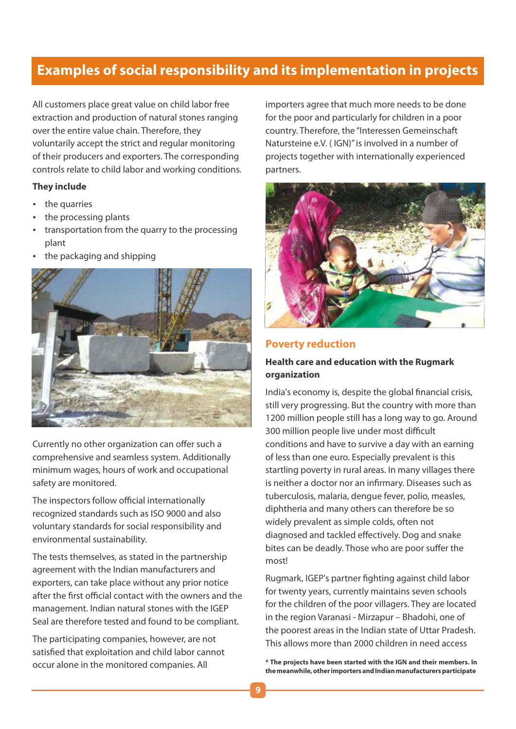## Examples of social responsibility and its implementation in projects

All customers place great value on child labor free extraction and production of natural stones ranging over the entire value chain. Therefore, they voluntarily accept the strict and regular monitoring of their producers and exporters. The corresponding controls relate to child labor and working conditions.

**They include**

- the quarries
- the processing plants
- transportation from the quarry to the processing plant
- the packaging and shipping

Currently no other organization can offer such a comprehensive and seamless system. Additionally minimum wages, hours of work and occupational safety are monitored.

The inspectors follow official internationally recognized standards such as ISO 9000 and also voluntary standards for social responsibility and environmental sustainability.

The tests themselves, as stated in the partnership agreement with the Indian manufacturers and exporters, can take place without any prior notice after the first official contact with the owners and the management. Indian natural stones with the IGEP Seal are therefore tested and found to be compliant.

The participating companies, however, are not satisfied that exploitation and child labor cannot occur alone in the monitored companies. All importers agree that much more needs to be done for the poor and particularly for children in a poor country. Therefore, the "Interessen Gemeinschaft Natursteine e.V. ( IGN)" is involved in a number of projects together with internationally experienced partners.

### Poverty reduction

**Health care and education with the Rugmark organization**

India's economy is, despite the global financial crisis, still very progressing. But the country with more than 1200 million people still has a long way to go. Around 300 million people live under most difficult conditions and have to survive a day with an earning of less than one euro. Especially prevalent is this startling poverty in rural areas. In many villages there is neither a doctor nor an infirmary. Diseases such as tuberculosis, malaria, dengue fever, polio, measles, diphtheria and many others can therefore be so widely prevalent as simple colds, often not diagnosed and tackled effectively. Dog and snake bites can be deadly. Those who are poor suffer the most!

Rugmark, IGEP's partner fighting against child labor for twenty years, currently maintains seven schools for the children of the poor villagers. They are located in the region Varanasi - Mirzapur – Bhadohi, one of the poorest areas in the Indian state of Uttar Pradesh. This allows more than 2000 children in need access

**\* The projects have been started with the IGN and their members. In the meanwhile, other importers and Indian manufacturers participate**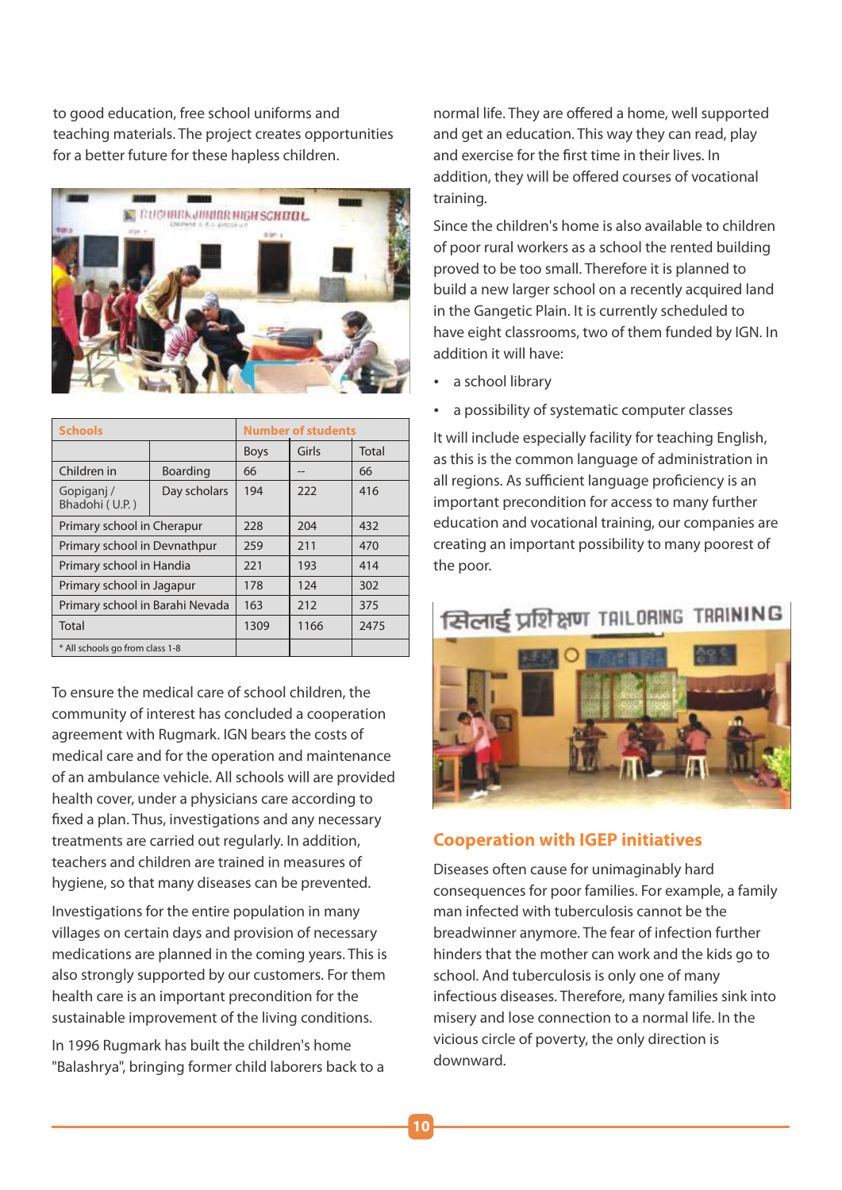to good education, free school uniforms and teaching materials. The project creates opportunities for a better future for these hapless children.

| Schools | | Number of students | | |
|---|---|---|---|---|
| | | Boys | Girls | Total |
| Children in | Boarding | 66 | -- | 66 |
| Gopiganj / Bhadohi ( U.P. ) | Day scholars | 194 | 222 | 416 |
| Primary school in Cherapur | | 228 | 204 | 432 |
| Primary school in Devnathpur | | 259 | 211 | 470 |
| Primary school in Handia | | 221 | 193 | 414 |
| Primary school in Jagapur | | 178 | 124 | 302 |
| Primary school in Barahi Nevada | | 163 | 212 | 375 |
| Total | | 1309 | 1166 | 2475 |
| * All schools go from class 1-8 | | | | |

To ensure the medical care of school children, the community of interest has concluded a cooperation agreement with Rugmark. IGN bears the costs of medical care and for the operation and maintenance of an ambulance vehicle. All schools will are provided health cover, under a physicians care according to fixed a plan. Thus, investigations and any necessary treatments are carried out regularly. In addition, teachers and children are trained in measures of hygiene, so that many diseases can be prevented.

Investigations for the entire population in many villages on certain days and provision of necessary medications are planned in the coming years. This is also strongly supported by our customers. For them health care is an important precondition for the sustainable improvement of the living conditions.

In 1996 Rugmark has built the children's home "Balashrya", bringing former child laborers back to a normal life. They are offered a home, well supported and get an education. This way they can read, play and exercise for the first time in their lives. In addition, they will be offered courses of vocational training.

Since the children's home is also available to children of poor rural workers as a school the rented building proved to be too small. Therefore it is planned to build a new larger school on a recently acquired land in the Gangetic Plain. It is currently scheduled to have eight classrooms, two of them funded by IGN. In addition it will have:

- a school library
- a possibility of systematic computer classes

It will include especially facility for teaching English, as this is the common language of administration in all regions. As sufficient language proficiency is an important precondition for access to many further education and vocational training, our companies are creating an important possibility to many poorest of the poor.

## Cooperation with IGEP initiatives

Diseases often cause for unimaginably hard consequences for poor families. For example, a family man infected with tuberculosis cannot be the breadwinner anymore. The fear of infection further hinders that the mother can work and the kids go to school. And tuberculosis is only one of many infectious diseases. Therefore, many families sink into misery and lose connection to a normal life. In the vicious circle of poverty, the only direction is downward.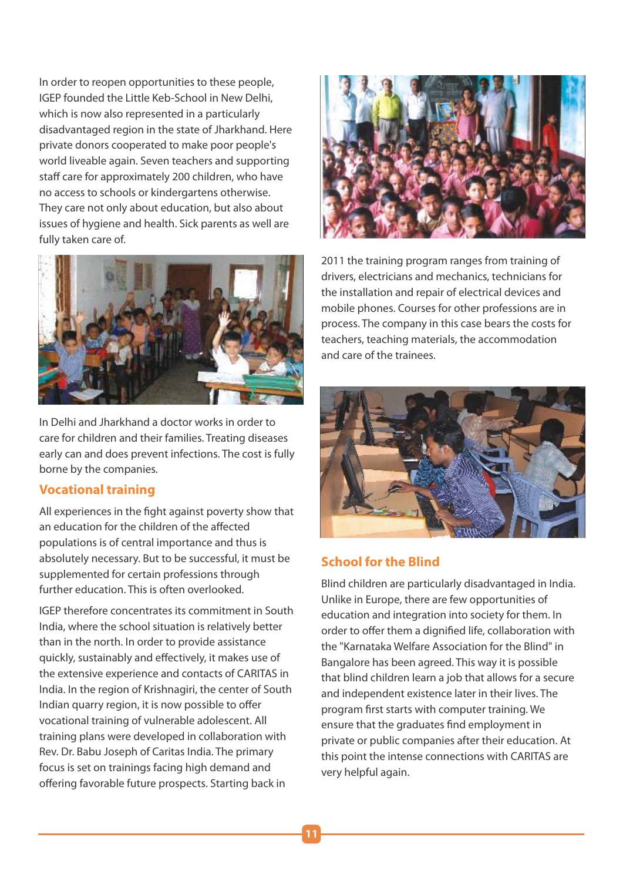In order to reopen opportunities to these people, IGEP founded the Little Keb-School in New Delhi, which is now also represented in a particularly disadvantaged region in the state of Jharkhand. Here private donors cooperated to make poor people's world liveable again. Seven teachers and supporting staff care for approximately 200 children, who have no access to schools or kindergartens otherwise. They care not only about education, but also about issues of hygiene and health. Sick parents as well are fully taken care of.

In Delhi and Jharkhand a doctor works in order to care for children and their families. Treating diseases early can and does prevent infections. The cost is fully borne by the companies.

## Vocational training

All experiences in the fight against poverty show that an education for the children of the affected populations is of central importance and thus is absolutely necessary. But to be successful, it must be supplemented for certain professions through further education. This is often overlooked.

IGEP therefore concentrates its commitment in South India, where the school situation is relatively better than in the north. In order to provide assistance quickly, sustainably and effectively, it makes use of the extensive experience and contacts of CARITAS in India. In the region of Krishnagiri, the center of South Indian quarry region, it is now possible to offer vocational training of vulnerable adolescent. All training plans were developed in collaboration with Rev. Dr. Babu Joseph of Caritas India. The primary focus is set on trainings facing high demand and offering favorable future prospects. Starting back in 2011 the training program ranges from training of drivers, electricians and mechanics, technicians for the installation and repair of electrical devices and mobile phones. Courses for other professions are in process. The company in this case bears the costs for teachers, teaching materials, the accommodation and care of the trainees.

## School for the Blind

Blind children are particularly disadvantaged in India. Unlike in Europe, there are few opportunities of education and integration into society for them. In order to offer them a dignified life, collaboration with the "Karnataka Welfare Association for the Blind" in Bangalore has been agreed. This way it is possible that blind children learn a job that allows for a secure and independent existence later in their lives. The program first starts with computer training. We ensure that the graduates find employment in private or public companies after their education. At this point the intense connections with CARITAS are very helpful again.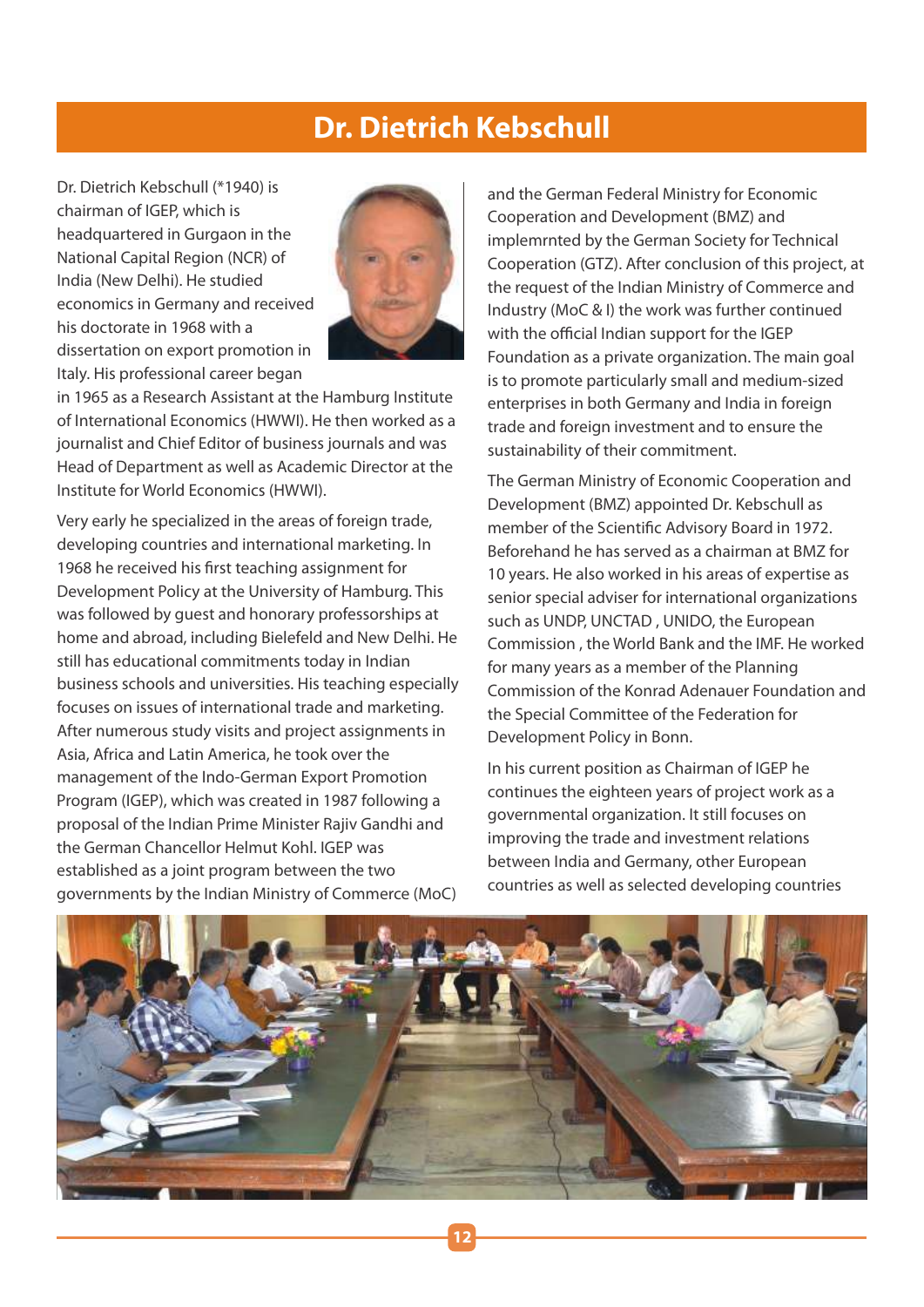# Dr. Dietrich Kebschull

Dr. Dietrich Kebschull (*1940) is chairman of IGEP, which is headquartered in Gurgaon in the National Capital Region (NCR) of India (New Delhi). He studied economics in Germany and received his doctorate in 1968 with a dissertation on export promotion in Italy. His professional career began in 1965 as a Research Assistant at the Hamburg Institute of International Economics (HWWI). He then worked as a journalist and Chief Editor of business journals and was Head of Department as well as Academic Director at the Institute for World Economics (HWWI).

Very early he specialized in the areas of foreign trade, developing countries and international marketing. In 1968 he received his first teaching assignment for Development Policy at the University of Hamburg. This was followed by guest and honorary professorships at home and abroad, including Bielefeld and New Delhi. He still has educational commitments today in Indian business schools and universities. His teaching especially focuses on issues of international trade and marketing. After numerous study visits and project assignments in Asia, Africa and Latin America, he took over the management of the Indo-German Export Promotion Program (IGEP), which was created in 1987 following a proposal of the Indian Prime Minister Rajiv Gandhi and the German Chancellor Helmut Kohl. IGEP was established as a joint program between the two governments by the Indian Ministry of Commerce (MoC) and the German Federal Ministry for Economic Cooperation and Development (BMZ) and implemrnted by the German Society for Technical Cooperation (GTZ). After conclusion of this project, at the request of the Indian Ministry of Commerce and Industry (MoC & I) the work was further continued with the official Indian support for the IGEP Foundation as a private organization. The main goal is to promote particularly small and medium-sized enterprises in both Germany and India in foreign trade and foreign investment and to ensure the sustainability of their commitment.

The German Ministry of Economic Cooperation and Development (BMZ) appointed Dr. Kebschull as member of the Scientific Advisory Board in 1972. Beforehand he has served as a chairman at BMZ for 10 years. He also worked in his areas of expertise as senior special adviser for international organizations such as UNDP, UNCTAD , UNIDO, the European Commission , the World Bank and the IMF. He worked for many years as a member of the Planning Commission of the Konrad Adenauer Foundation and the Special Committee of the Federation for Development Policy in Bonn.

In his current position as Chairman of IGEP he continues the eighteen years of project work as a governmental organization. It still focuses on improving the trade and investment relations between India and Germany, other European countries as well as selected developing countries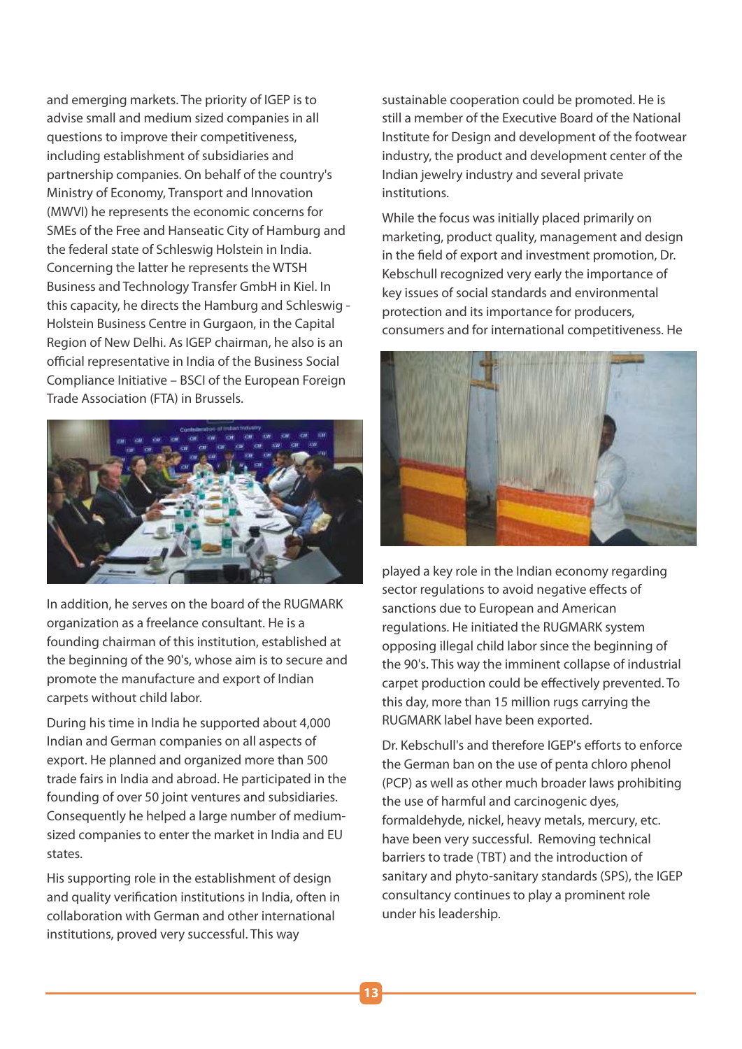and emerging markets. The priority of IGEP is to advise small and medium sized companies in all questions to improve their competitiveness, including establishment of subsidiaries and partnership companies. On behalf of the country's Ministry of Economy, Transport and Innovation (MWVI) he represents the economic concerns for SMEs of the Free and Hanseatic City of Hamburg and the federal state of Schleswig Holstein in India. Concerning the latter he represents the WTSH Business and Technology Transfer GmbH in Kiel. In this capacity, he directs the Hamburg and Schleswig - Holstein Business Centre in Gurgaon, in the Capital Region of New Delhi. As IGEP chairman, he also is an official representative in India of the Business Social Compliance Initiative – BSCI of the European Foreign Trade Association (FTA) in Brussels.

In addition, he serves on the board of the RUGMARK organization as a freelance consultant. He is a founding chairman of this institution, established at the beginning of the 90's, whose aim is to secure and promote the manufacture and export of Indian carpets without child labor.

During his time in India he supported about 4,000 Indian and German companies on all aspects of export. He planned and organized more than 500 trade fairs in India and abroad. He participated in the founding of over 50 joint ventures and subsidiaries. Consequently he helped a large number of medium-sized companies to enter the market in India and EU states.

His supporting role in the establishment of design and quality verification institutions in India, often in collaboration with German and other international institutions, proved very successful. This way sustainable cooperation could be promoted. He is still a member of the Executive Board of the National Institute for Design and development of the footwear industry, the product and development center of the Indian jewelry industry and several private institutions.

While the focus was initially placed primarily on marketing, product quality, management and design in the field of export and investment promotion, Dr. Kebschull recognized very early the importance of key issues of social standards and environmental protection and its importance for producers, consumers and for international competitiveness. He played a key role in the Indian economy regarding sector regulations to avoid negative effects of sanctions due to European and American regulations. He initiated the RUGMARK system opposing illegal child labor since the beginning of the 90's. This way the imminent collapse of industrial carpet production could be effectively prevented. To this day, more than 15 million rugs carrying the RUGMARK label have been exported.

Dr. Kebschull's and therefore IGEP's efforts to enforce the German ban on the use of penta chloro phenol (PCP) as well as other much broader laws prohibiting the use of harmful and carcinogenic dyes, formaldehyde, nickel, heavy metals, mercury, etc. have been very successful. Removing technical barriers to trade (TBT) and the introduction of sanitary and phyto-sanitary standards (SPS), the IGEP consultancy continues to play a prominent role under his leadership.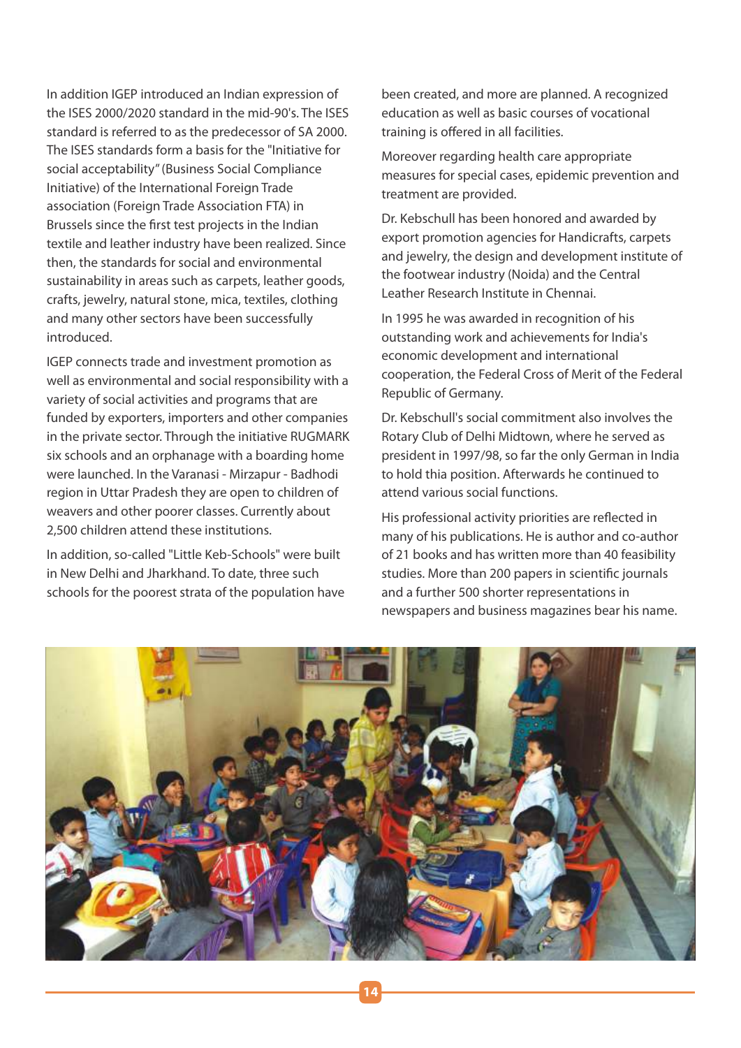In addition IGEP introduced an Indian expression of the ISES 2000/2020 standard in the mid-90's. The ISES standard is referred to as the predecessor of SA 2000. The ISES standards form a basis for the "Initiative for social acceptability" (Business Social Compliance Initiative) of the International Foreign Trade association (Foreign Trade Association FTA) in Brussels since the first test projects in the Indian textile and leather industry have been realized. Since then, the standards for social and environmental sustainability in areas such as carpets, leather goods, crafts, jewelry, natural stone, mica, textiles, clothing and many other sectors have been successfully introduced.

IGEP connects trade and investment promotion as well as environmental and social responsibility with a variety of social activities and programs that are funded by exporters, importers and other companies in the private sector. Through the initiative RUGMARK six schools and an orphanage with a boarding home were launched. In the Varanasi - Mirzapur - Badhodi region in Uttar Pradesh they are open to children of weavers and other poorer classes. Currently about 2,500 children attend these institutions.

In addition, so-called "Little Keb-Schools" were built in New Delhi and Jharkhand. To date, three such schools for the poorest strata of the population have been created, and more are planned. A recognized education as well as basic courses of vocational training is offered in all facilities.

Moreover regarding health care appropriate measures for special cases, epidemic prevention and treatment are provided.

Dr. Kebschull has been honored and awarded by export promotion agencies for Handicrafts, carpets and jewelry, the design and development institute of the footwear industry (Noida) and the Central Leather Research Institute in Chennai.

In 1995 he was awarded in recognition of his outstanding work and achievements for India's economic development and international cooperation, the Federal Cross of Merit of the Federal Republic of Germany.

Dr. Kebschull's social commitment also involves the Rotary Club of Delhi Midtown, where he served as president in 1997/98, so far the only German in India to hold thia position. Afterwards he continued to attend various social functions.

His professional activity priorities are reflected in many of his publications. He is author and co-author of 21 books and has written more than 40 feasibility studies. More than 200 papers in scientific journals and a further 500 shorter representations in newspapers and business magazines bear his name.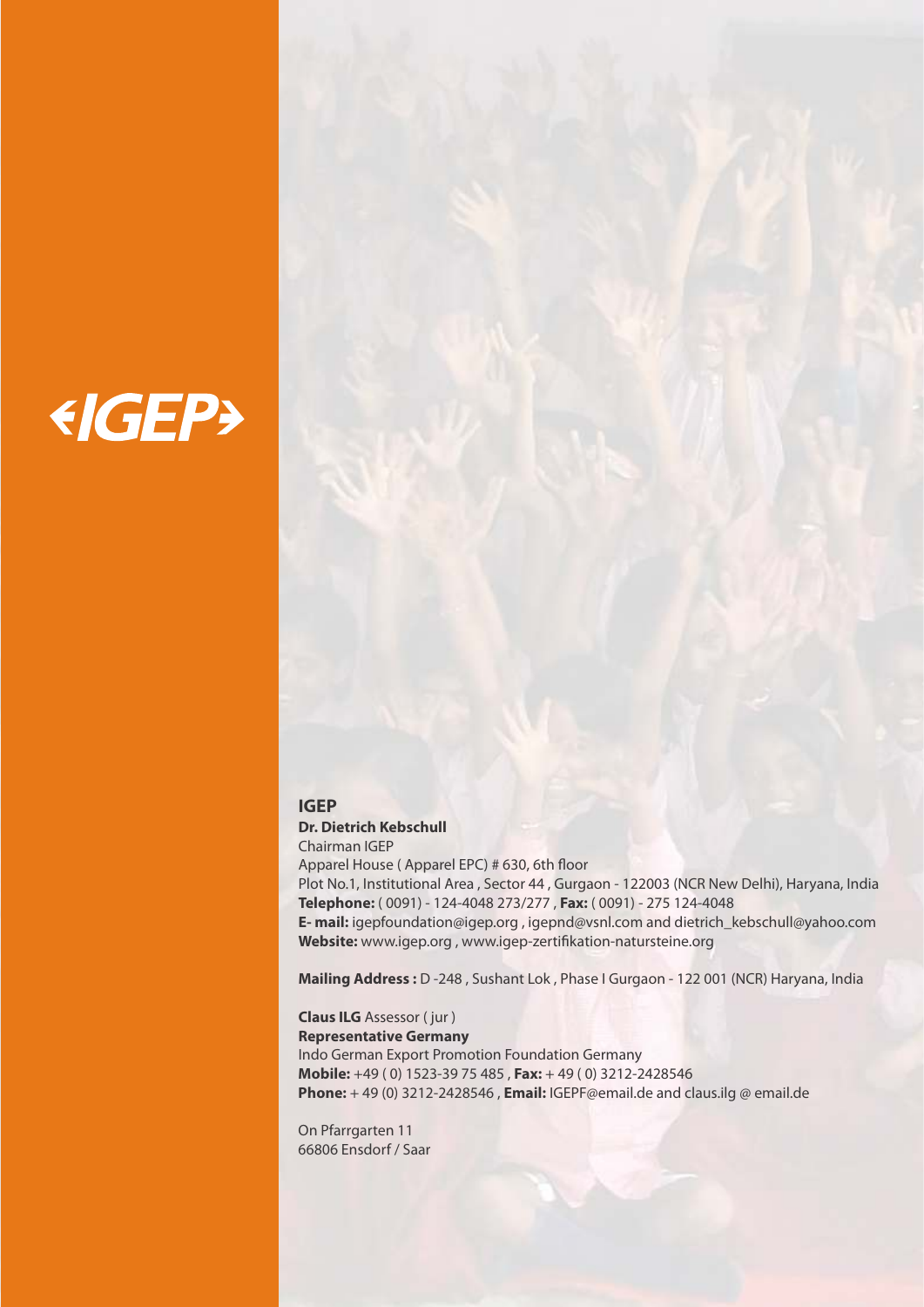‹IGEP›

**IGEP**

**Dr. Dietrich Kebschull**
Chairman IGEP
Apparel House ( Apparel EPC) # 630, 6th floor
Plot No.1, Institutional Area , Sector 44 , Gurgaon - 122003 (NCR New Delhi), Haryana, India
**Telephone:** ( 0091) - 124-4048 273/277 , **Fax:** ( 0091) - 275 124-4048
**E- mail:** igepfoundation@igep.org , igepnd@vsnl.com and dietrich_kebschull@yahoo.com
**Website:** www.igep.org , www.igep-zertifikation-natursteine.org

**Mailing Address :** D -248 , Sushant Lok , Phase I Gurgaon - 122 001 (NCR) Haryana, India

**Claus ILG** Assessor ( jur )
**Representative Germany**
Indo German Export Promotion Foundation Germany
**Mobile:** +49 ( 0) 1523-39 75 485 , **Fax:** + 49 ( 0) 3212-2428546
**Phone:** + 49 (0) 3212-2428546 , **Email:** IGEPF@email.de and claus.ilg @ email.de

On Pfarrgarten 11
66806 Ensdorf / Saar